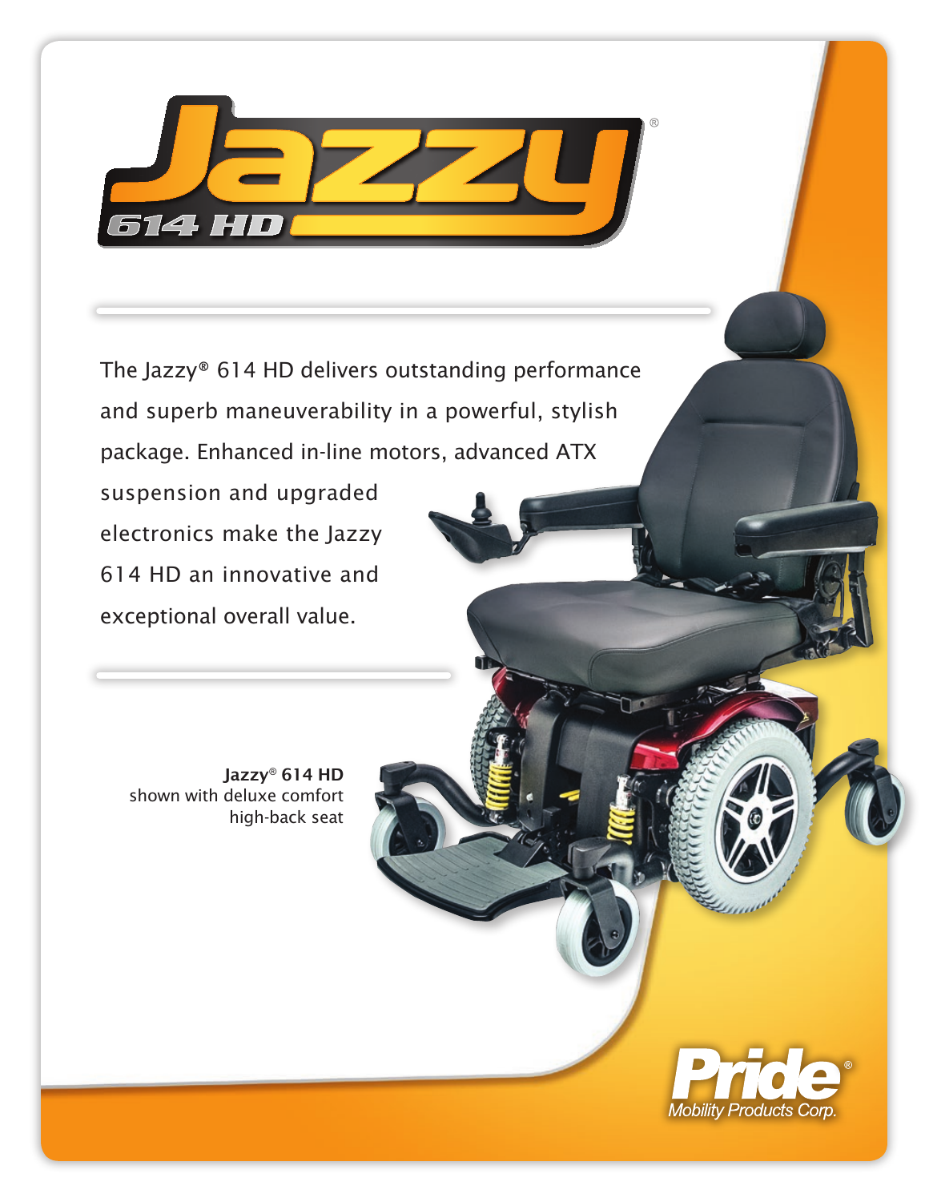# Jazzy® 614 HD

The Jazzy® 614 HD delivers outstanding performance and superb maneuverability in a powerful, stylish package. Enhanced in-line motors, advanced ATX suspension and upgraded electronics make the Jazzy 614 HD an innovative and exceptional overall value.

**Jazzy® 614 HD**
shown with deluxe comfort high-back seat

Pride® Mobility Products Corp.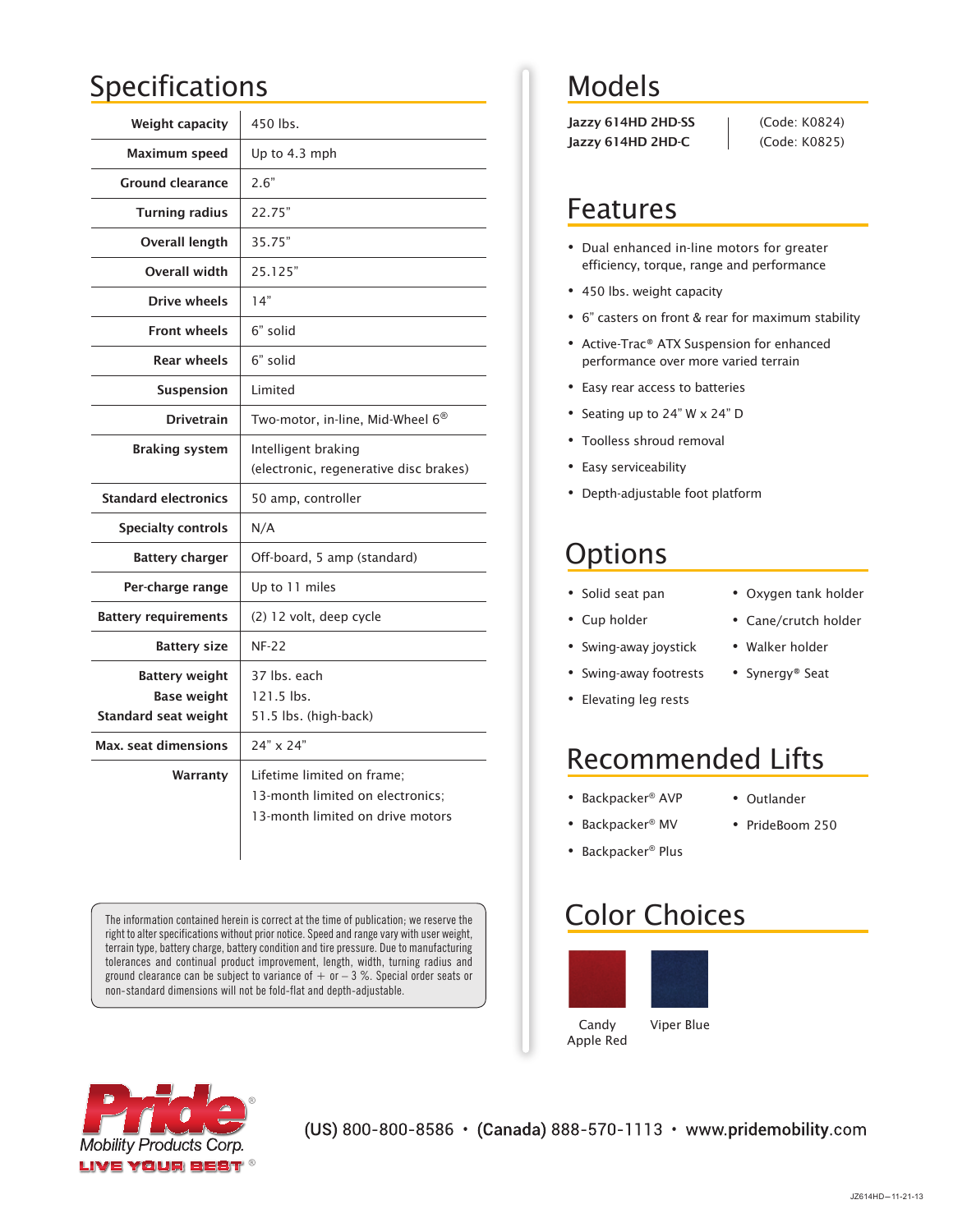## Specifications

| | |
|---|---|
| **Weight capacity** | 450 lbs. |
| **Maximum speed** | Up to 4.3 mph |
| **Ground clearance** | 2.6" |
| **Turning radius** | 22.75" |
| **Overall length** | 35.75" |
| **Overall width** | 25.125" |
| **Drive wheels** | 14" |
| **Front wheels** | 6" solid |
| **Rear wheels** | 6" solid |
| **Suspension** | Limited |
| **Drivetrain** | Two-motor, in-line, Mid-Wheel 6® |
| **Braking system** | Intelligent braking (electronic, regenerative disc brakes) |
| **Standard electronics** | 50 amp, controller |
| **Specialty controls** | N/A |
| **Battery charger** | Off-board, 5 amp (standard) |
| **Per-charge range** | Up to 11 miles |
| **Battery requirements** | (2) 12 volt, deep cycle |
| **Battery size** | NF-22 |
| **Battery weight** | 37 lbs. each |
| **Base weight** | 121.5 lbs. |
| **Standard seat weight** | 51.5 lbs. (high-back) |
| **Max. seat dimensions** | 24" x 24" |
| **Warranty** | Lifetime limited on frame; 13-month limited on electronics; 13-month limited on drive motors |

The information contained herein is correct at the time of publication; we reserve the right to alter specifications without prior notice. Speed and range vary with user weight, terrain type, battery charge, battery condition and tire pressure. Due to manufacturing tolerances and continual product improvement, length, width, turning radius and ground clearance can be subject to variance of + or – 3 %. Special order seats or non-standard dimensions will not be fold-flat and depth-adjustable.

## Models

**Jazzy 614HD 2HD-SS** (Code: K0824)
**Jazzy 614HD 2HD-C** (Code: K0825)

## Features

- Dual enhanced in-line motors for greater efficiency, torque, range and performance
- 450 lbs. weight capacity
- 6" casters on front & rear for maximum stability
- Active-Trac® ATX Suspension for enhanced performance over more varied terrain
- Easy rear access to batteries
- Seating up to 24" W x 24" D
- Toolless shroud removal
- Easy serviceability
- Depth-adjustable foot platform

## Options

- Solid seat pan
- Cup holder
- Swing-away joystick
- Swing-away footrests
- Elevating leg rests
- Oxygen tank holder
- Cane/crutch holder
- Walker holder
- Synergy® Seat

## Recommended Lifts

- Backpacker® AVP
- Backpacker® MV
- Backpacker® Plus
- Outlander
- PrideBoom 250

## Color Choices

Candy Apple Red

Viper Blue

Pride® Mobility Products Corp.
LIVE YOUR BEST®

(US) 800-800-8586 • (Canada) 888-570-1113 • www.pridemobility.com

JZ614HD—11-21-13